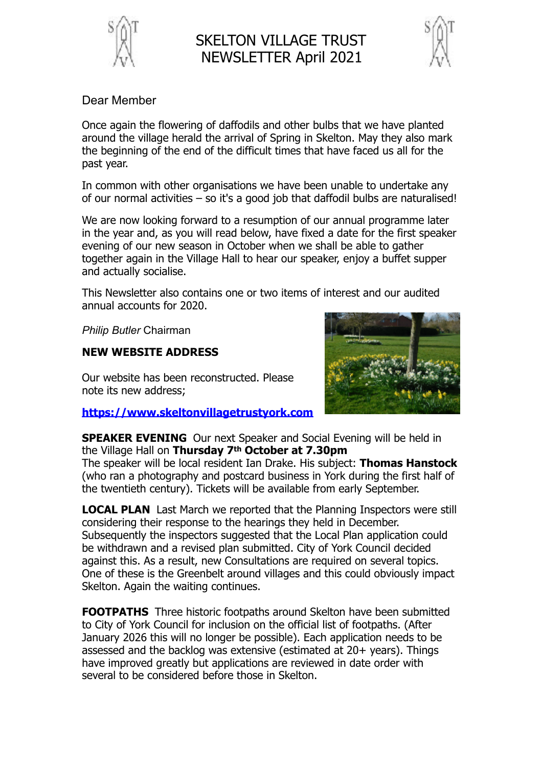# SKELTON VILLAGE TRUST NEWSLETTER April 2021

Dear Member

Once again the flowering of daffodils and other bulbs that we have planted around the village herald the arrival of Spring in Skelton. May they also mark the beginning of the end of the difficult times that have faced us all for the past year.

In common with other organisations we have been unable to undertake any of our normal activities – so it's a good job that daffodil bulbs are naturalised!

We are now looking forward to a resumption of our annual programme later in the year and, as you will read below, have fixed a date for the first speaker evening of our new season in October when we shall be able to gather together again in the Village Hall to hear our speaker, enjoy a buffet supper and actually socialise.

This Newsletter also contains one or two items of interest and our audited annual accounts for 2020.

*Philip Butler* Chairman

**NEW WEBSITE ADDRESS**

Our website has been reconstructed. Please note its new address;

**https://www.skeltonvillagetrustyork.com**

**SPEAKER EVENING** Our next Speaker and Social Evening will be held in the Village Hall on **Thursday 7th October at 7.30pm**
The speaker will be local resident Ian Drake. His subject: **Thomas Hanstock** (who ran a photography and postcard business in York during the first half of the twentieth century). Tickets will be available from early September.

**LOCAL PLAN** Last March we reported that the Planning Inspectors were still considering their response to the hearings they held in December. Subsequently the inspectors suggested that the Local Plan application could be withdrawn and a revised plan submitted. City of York Council decided against this. As a result, new Consultations are required on several topics. One of these is the Greenbelt around villages and this could obviously impact Skelton. Again the waiting continues.

**FOOTPATHS** Three historic footpaths around Skelton have been submitted to City of York Council for inclusion on the official list of footpaths. (After January 2026 this will no longer be possible). Each application needs to be assessed and the backlog was extensive (estimated at 20+ years). Things have improved greatly but applications are reviewed in date order with several to be considered before those in Skelton.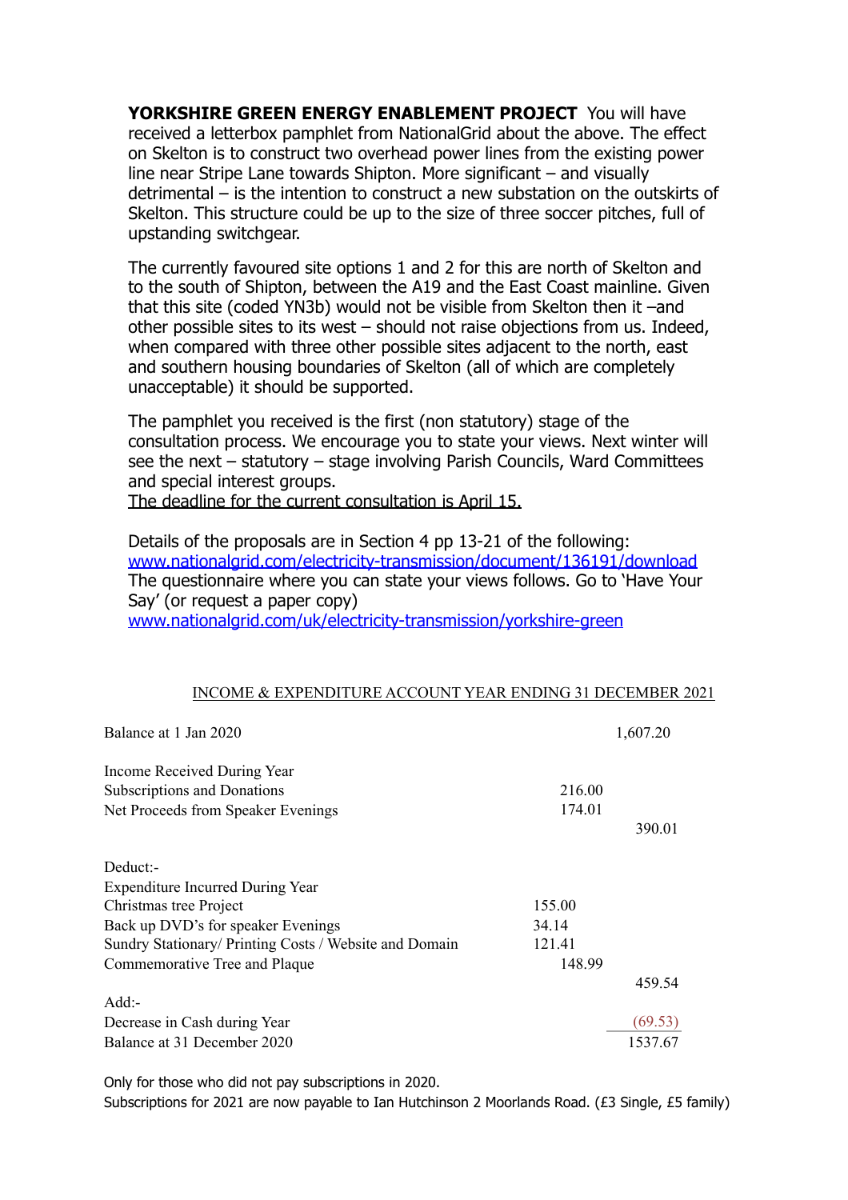**YORKSHIRE GREEN ENERGY ENABLEMENT PROJECT** You will have received a letterbox pamphlet from NationalGrid about the above. The effect on Skelton is to construct two overhead power lines from the existing power line near Stripe Lane towards Shipton. More significant – and visually detrimental – is the intention to construct a new substation on the outskirts of Skelton. This structure could be up to the size of three soccer pitches, full of upstanding switchgear.

The currently favoured site options 1 and 2 for this are north of Skelton and to the south of Shipton, between the A19 and the East Coast mainline. Given that this site (coded YN3b) would not be visible from Skelton then it –and other possible sites to its west – should not raise objections from us. Indeed, when compared with three other possible sites adjacent to the north, east and southern housing boundaries of Skelton (all of which are completely unacceptable) it should be supported.

The pamphlet you received is the first (non statutory) stage of the consultation process. We encourage you to state your views. Next winter will see the next – statutory – stage involving Parish Councils, Ward Committees and special interest groups.
<u>The deadline for the current consultation is April 15.</u>

Details of the proposals are in Section 4 pp 13-21 of the following:
www.nationalgrid.com/electricity-transmission/document/136191/download
The questionnaire where you can state your views follows. Go to 'Have Your Say' (or request a paper copy)
www.nationalgrid.com/uk/electricity-transmission/yorkshire-green

<u>INCOME & EXPENDITURE ACCOUNT YEAR ENDING 31 DECEMBER 2021</u>

| | | | |
|---|---|---|---|
| Balance at 1 Jan 2020 | | | 1,607.20 |
| Income Received During Year | | | |
| Subscriptions and Donations | | 216.00 | |
| Net Proceeds from Speaker Evenings | | 174.01 | |
| | | | 390.01 |
| Deduct:- | | | |
| Expenditure Incurred During Year | | | |
| Christmas tree Project | 155.00 | | |
| Back up DVD's for speaker Evenings | 34.14 | | |
| Sundry Stationary/ Printing Costs / Website and Domain | 121.41 | | |
| Commemorative Tree and Plaque | | 148.99 | |
| | | | 459.54 |
| Add:- | | | |
| Decrease in Cash during Year | | | (69.53) |
| Balance at 31 December 2020 | | | 1537.67 |

Only for those who did not pay subscriptions in 2020.
Subscriptions for 2021 are now payable to Ian Hutchinson 2 Moorlands Road. (£3 Single, £5 family)